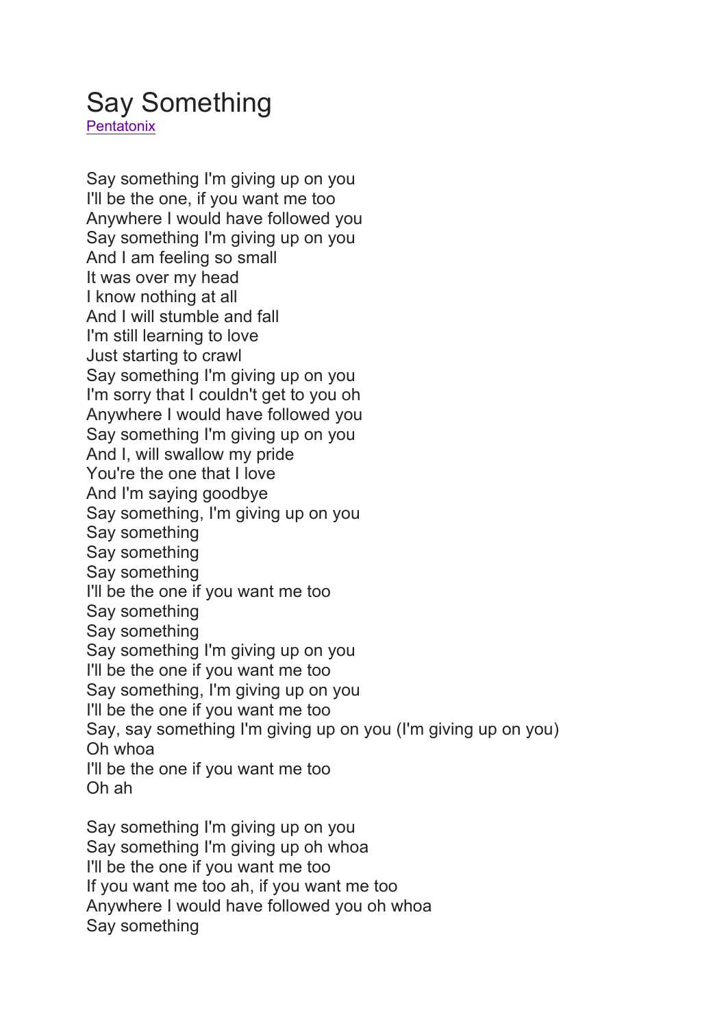# Say Something

[Pentatonix]

Say something I'm giving up on you
I'll be the one, if you want me too
Anywhere I would have followed you
Say something I'm giving up on you
And I am feeling so small
It was over my head
I know nothing at all
And I will stumble and fall
I'm still learning to love
Just starting to crawl
Say something I'm giving up on you
I'm sorry that I couldn't get to you oh
Anywhere I would have followed you
Say something I'm giving up on you
And I, will swallow my pride
You're the one that I love
And I'm saying goodbye
Say something, I'm giving up on you
Say something
Say something
Say something
I'll be the one if you want me too
Say something
Say something
Say something I'm giving up on you
I'll be the one if you want me too
Say something, I'm giving up on you
I'll be the one if you want me too
Say, say something I'm giving up on you (I'm giving up on you)
Oh whoa
I'll be the one if you want me too
Oh ah

Say something I'm giving up on you
Say something I'm giving up oh whoa
I'll be the one if you want me too
If you want me too ah, if you want me too
Anywhere I would have followed you oh whoa
Say something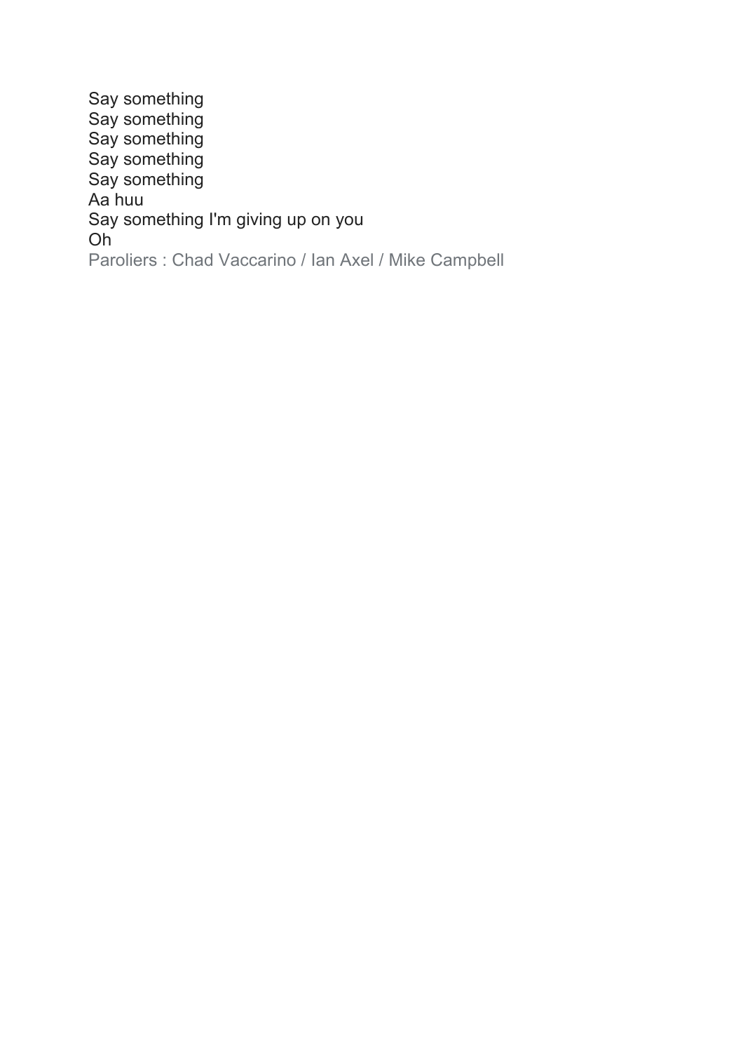Say something
Say something
Say something
Say something
Say something
Aa huu
Say something I'm giving up on you
Oh
Paroliers : Chad Vaccarino / Ian Axel / Mike Campbell